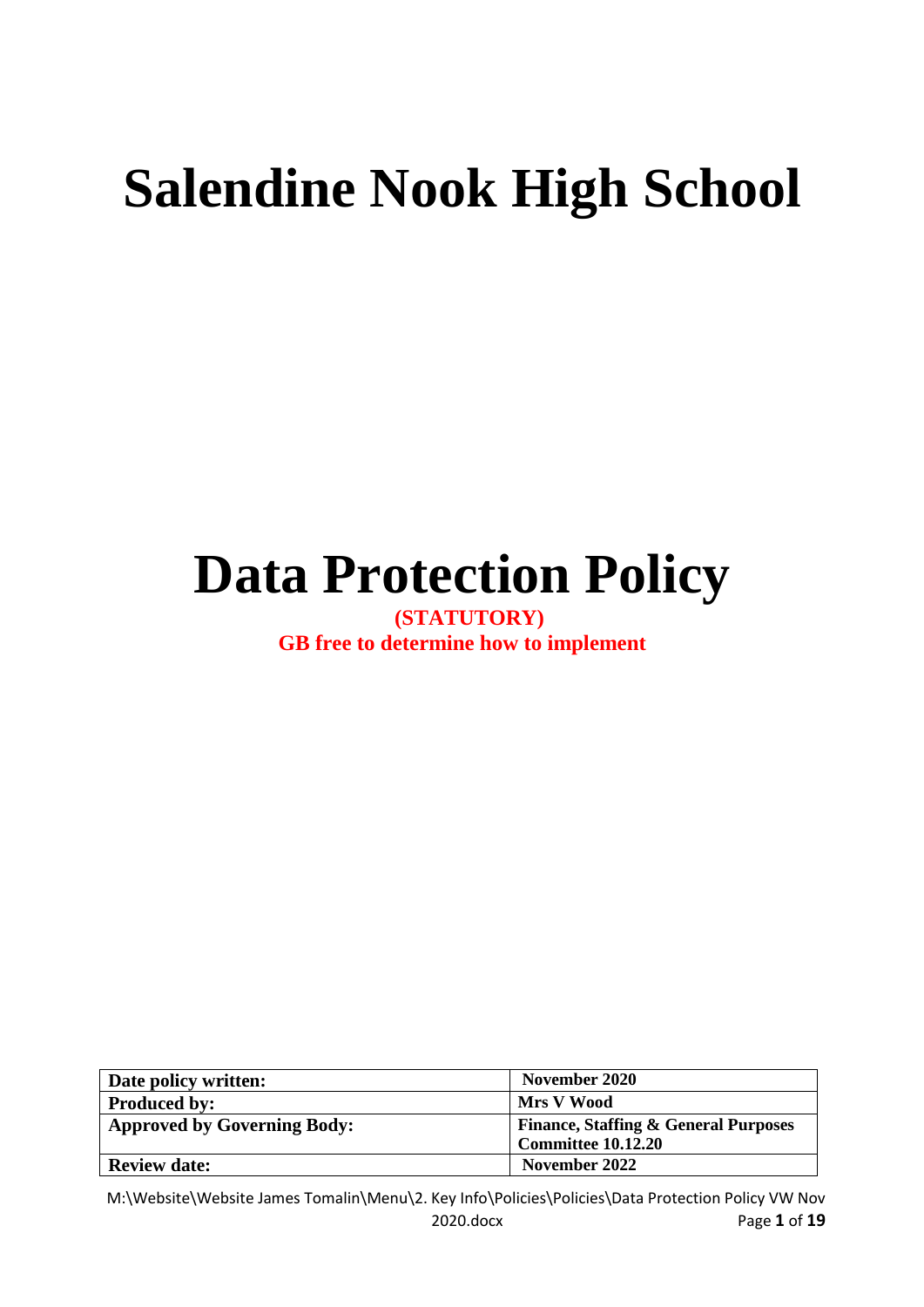# Salendine Nook High School

# Data Protection Policy

**(STATUTORY)**
**GB free to determine how to implement**

| | |
|---|---|
| **Date policy written:** | **November 2020** |
| **Produced by:** | **Mrs V Wood** |
| **Approved by Governing Body:** | **Finance, Staffing & General Purposes Committee 10.12.20** |
| **Review date:** | **November 2022** |

M:\Website\Website James Tomalin\Menu\2. Key Info\Policies\Policies\Data Protection Policy VW Nov 2020.docx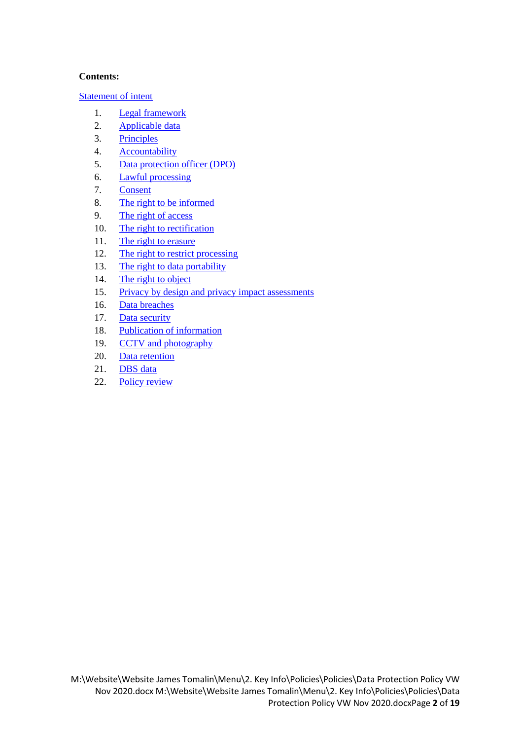**Contents:**

Statement of intent

1. Legal framework
2. Applicable data
3. Principles
4. Accountability
5. Data protection officer (DPO)
6. Lawful processing
7. Consent
8. The right to be informed
9. The right of access
10. The right to rectification
11. The right to erasure
12. The right to restrict processing
13. The right to data portability
14. The right to object
15. Privacy by design and privacy impact assessments
16. Data breaches
17. Data security
18. Publication of information
19. CCTV and photography
20. Data retention
21. DBS data
22. Policy review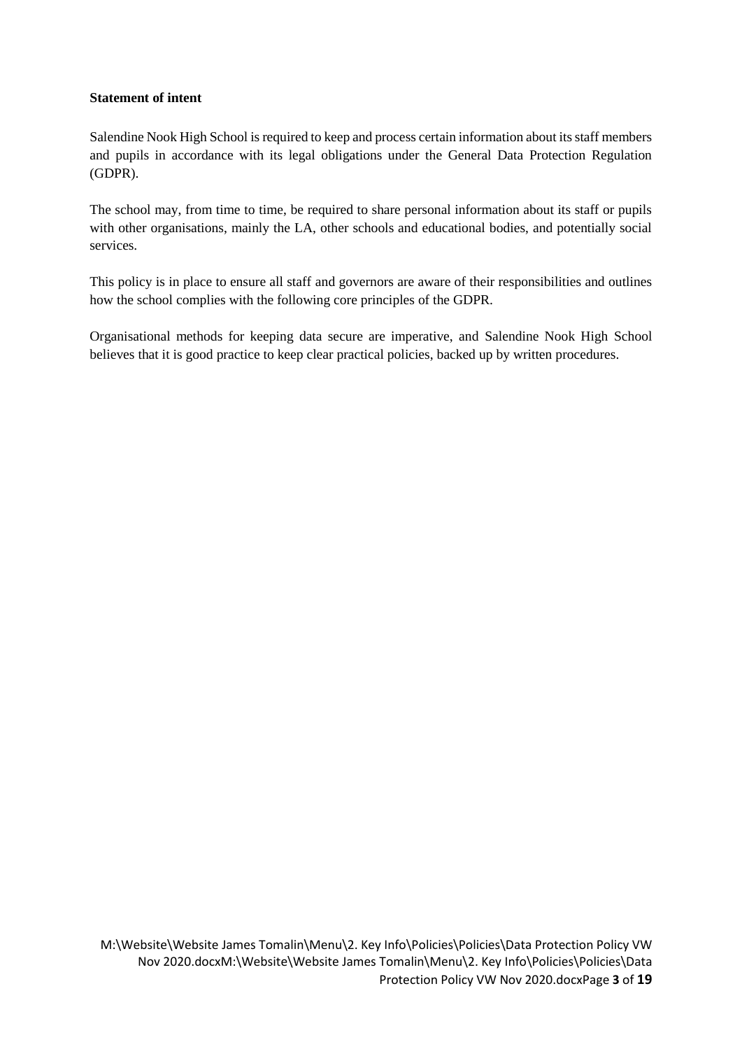**Statement of intent**

Salendine Nook High School is required to keep and process certain information about its staff members and pupils in accordance with its legal obligations under the General Data Protection Regulation (GDPR).

The school may, from time to time, be required to share personal information about its staff or pupils with other organisations, mainly the LA, other schools and educational bodies, and potentially social services.

This policy is in place to ensure all staff and governors are aware of their responsibilities and outlines how the school complies with the following core principles of the GDPR.

Organisational methods for keeping data secure are imperative, and Salendine Nook High School believes that it is good practice to keep clear practical policies, backed up by written procedures.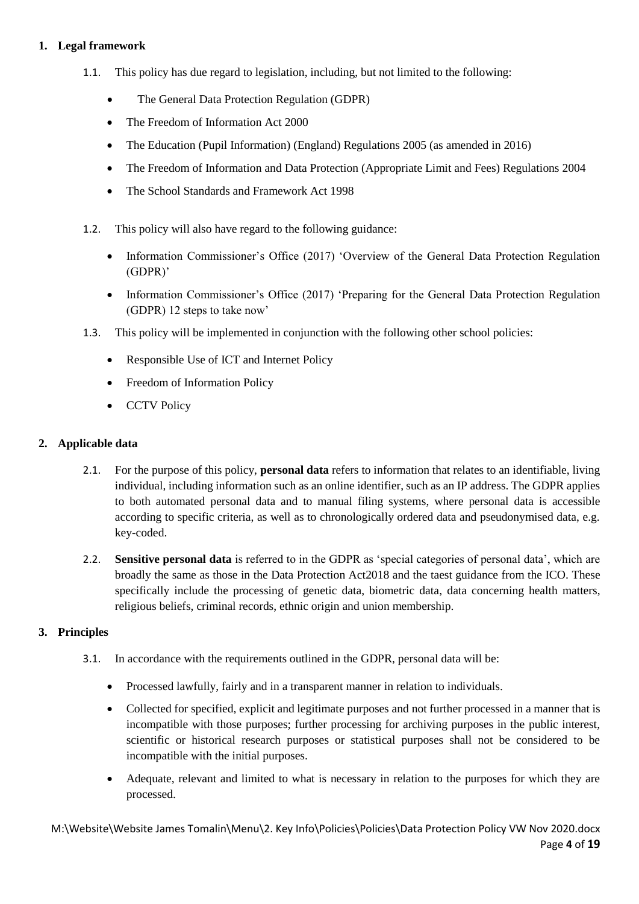## 1. Legal framework

1.1. This policy has due regard to legislation, including, but not limited to the following:

- The General Data Protection Regulation (GDPR)
- The Freedom of Information Act 2000
- The Education (Pupil Information) (England) Regulations 2005 (as amended in 2016)
- The Freedom of Information and Data Protection (Appropriate Limit and Fees) Regulations 2004
- The School Standards and Framework Act 1998

1.2. This policy will also have regard to the following guidance:

- Information Commissioner's Office (2017) 'Overview of the General Data Protection Regulation (GDPR)'
- Information Commissioner's Office (2017) 'Preparing for the General Data Protection Regulation (GDPR) 12 steps to take now'

1.3. This policy will be implemented in conjunction with the following other school policies:

- Responsible Use of ICT and Internet Policy
- Freedom of Information Policy
- CCTV Policy

## 2. Applicable data

2.1. For the purpose of this policy, **personal data** refers to information that relates to an identifiable, living individual, including information such as an online identifier, such as an IP address. The GDPR applies to both automated personal data and to manual filing systems, where personal data is accessible according to specific criteria, as well as to chronologically ordered data and pseudonymised data, e.g. key-coded.

2.2. **Sensitive personal data** is referred to in the GDPR as 'special categories of personal data', which are broadly the same as those in the Data Protection Act2018 and the taest guidance from the ICO. These specifically include the processing of genetic data, biometric data, data concerning health matters, religious beliefs, criminal records, ethnic origin and union membership.

## 3. Principles

3.1. In accordance with the requirements outlined in the GDPR, personal data will be:

- Processed lawfully, fairly and in a transparent manner in relation to individuals.
- Collected for specified, explicit and legitimate purposes and not further processed in a manner that is incompatible with those purposes; further processing for archiving purposes in the public interest, scientific or historical research purposes or statistical purposes shall not be considered to be incompatible with the initial purposes.
- Adequate, relevant and limited to what is necessary in relation to the purposes for which they are processed.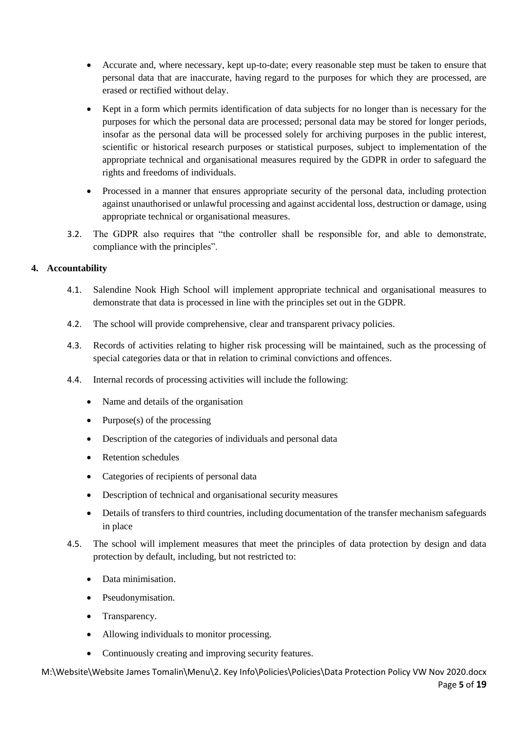- Accurate and, where necessary, kept up-to-date; every reasonable step must be taken to ensure that personal data that are inaccurate, having regard to the purposes for which they are processed, are erased or rectified without delay.
- Kept in a form which permits identification of data subjects for no longer than is necessary for the purposes for which the personal data are processed; personal data may be stored for longer periods, insofar as the personal data will be processed solely for archiving purposes in the public interest, scientific or historical research purposes or statistical purposes, subject to implementation of the appropriate technical and organisational measures required by the GDPR in order to safeguard the rights and freedoms of individuals.
- Processed in a manner that ensures appropriate security of the personal data, including protection against unauthorised or unlawful processing and against accidental loss, destruction or damage, using appropriate technical or organisational measures.

3.2. The GDPR also requires that "the controller shall be responsible for, and able to demonstrate, compliance with the principles".

## 4. Accountability

4.1. Salendine Nook High School will implement appropriate technical and organisational measures to demonstrate that data is processed in line with the principles set out in the GDPR.

4.2. The school will provide comprehensive, clear and transparent privacy policies.

4.3. Records of activities relating to higher risk processing will be maintained, such as the processing of special categories data or that in relation to criminal convictions and offences.

4.4. Internal records of processing activities will include the following:

- Name and details of the organisation
- Purpose(s) of the processing
- Description of the categories of individuals and personal data
- Retention schedules
- Categories of recipients of personal data
- Description of technical and organisational security measures
- Details of transfers to third countries, including documentation of the transfer mechanism safeguards in place

4.5. The school will implement measures that meet the principles of data protection by design and data protection by default, including, but not restricted to:

- Data minimisation.
- Pseudonymisation.
- Transparency.
- Allowing individuals to monitor processing.
- Continuously creating and improving security features.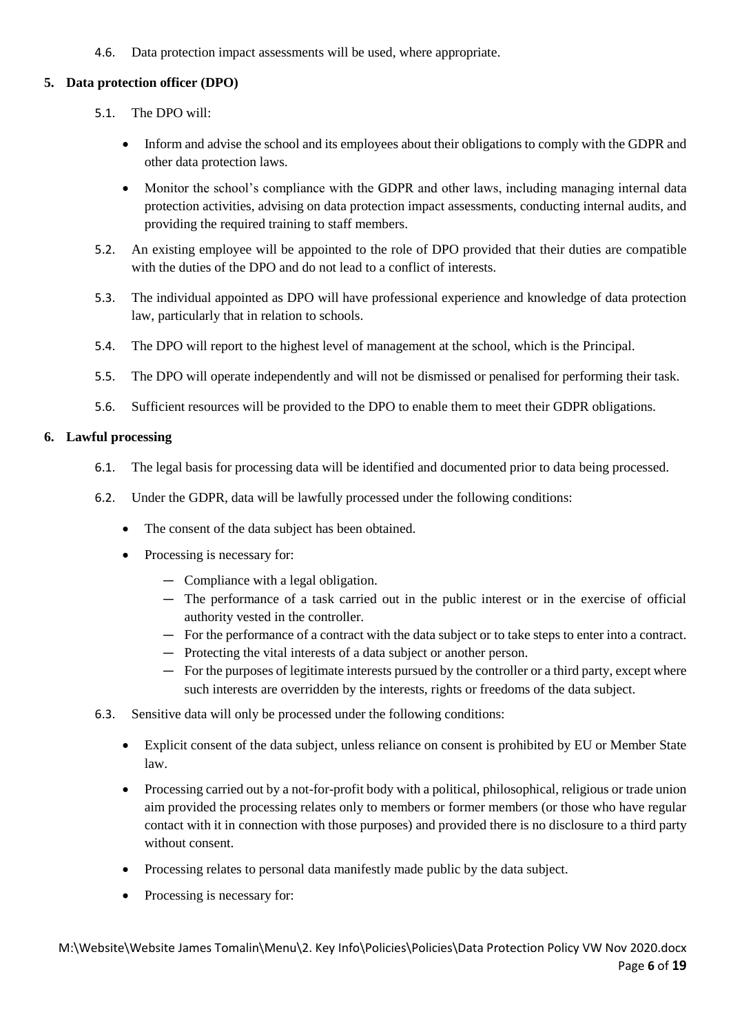4.6. Data protection impact assessments will be used, where appropriate.

## 5. Data protection officer (DPO)

5.1. The DPO will:

- Inform and advise the school and its employees about their obligations to comply with the GDPR and other data protection laws.
- Monitor the school's compliance with the GDPR and other laws, including managing internal data protection activities, advising on data protection impact assessments, conducting internal audits, and providing the required training to staff members.

5.2. An existing employee will be appointed to the role of DPO provided that their duties are compatible with the duties of the DPO and do not lead to a conflict of interests.

5.3. The individual appointed as DPO will have professional experience and knowledge of data protection law, particularly that in relation to schools.

5.4. The DPO will report to the highest level of management at the school, which is the Principal.

5.5. The DPO will operate independently and will not be dismissed or penalised for performing their task.

5.6. Sufficient resources will be provided to the DPO to enable them to meet their GDPR obligations.

## 6. Lawful processing

6.1. The legal basis for processing data will be identified and documented prior to data being processed.

6.2. Under the GDPR, data will be lawfully processed under the following conditions:

- The consent of the data subject has been obtained.
- Processing is necessary for:
  - Compliance with a legal obligation.
  - The performance of a task carried out in the public interest or in the exercise of official authority vested in the controller.
  - For the performance of a contract with the data subject or to take steps to enter into a contract.
  - Protecting the vital interests of a data subject or another person.
  - For the purposes of legitimate interests pursued by the controller or a third party, except where such interests are overridden by the interests, rights or freedoms of the data subject.

6.3. Sensitive data will only be processed under the following conditions:

- Explicit consent of the data subject, unless reliance on consent is prohibited by EU or Member State law.
- Processing carried out by a not-for-profit body with a political, philosophical, religious or trade union aim provided the processing relates only to members or former members (or those who have regular contact with it in connection with those purposes) and provided there is no disclosure to a third party without consent.
- Processing relates to personal data manifestly made public by the data subject.
- Processing is necessary for: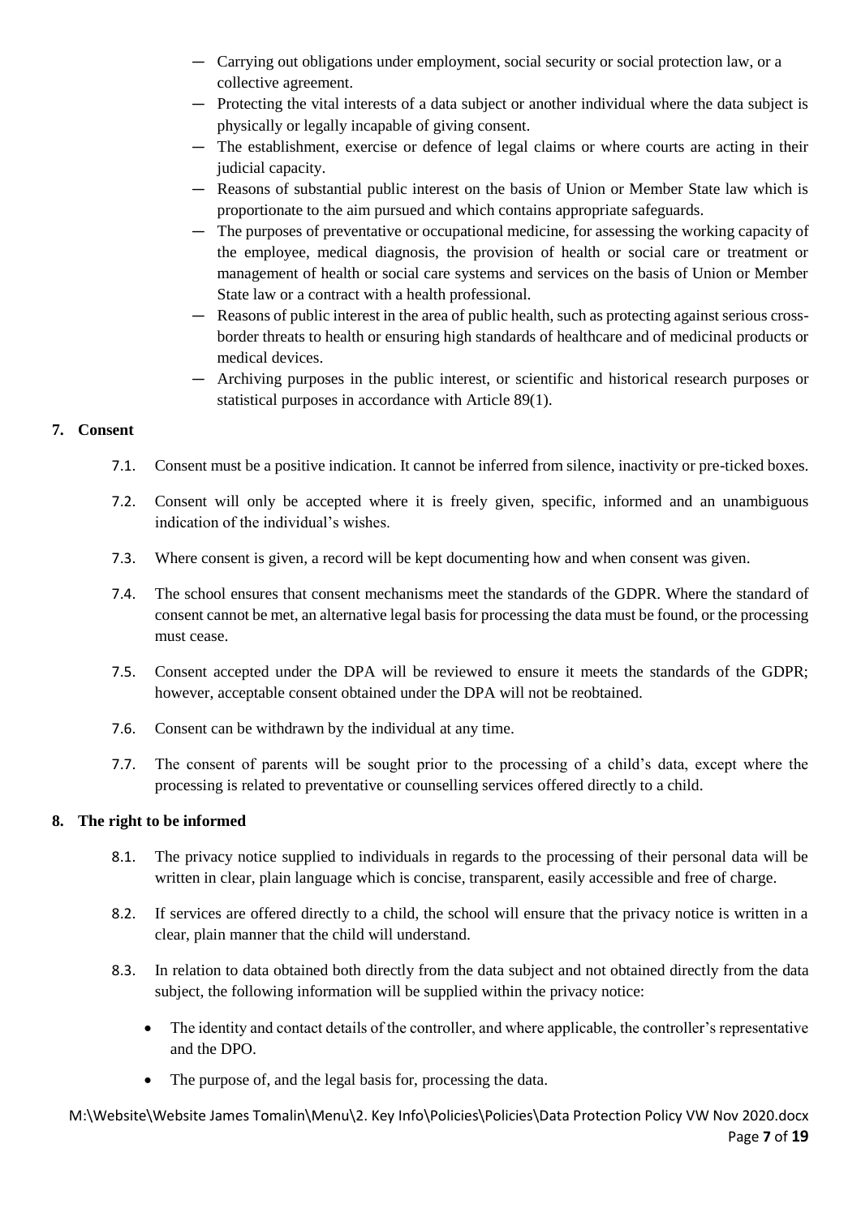- Carrying out obligations under employment, social security or social protection law, or a collective agreement.
- Protecting the vital interests of a data subject or another individual where the data subject is physically or legally incapable of giving consent.
- The establishment, exercise or defence of legal claims or where courts are acting in their judicial capacity.
- Reasons of substantial public interest on the basis of Union or Member State law which is proportionate to the aim pursued and which contains appropriate safeguards.
- The purposes of preventative or occupational medicine, for assessing the working capacity of the employee, medical diagnosis, the provision of health or social care or treatment or management of health or social care systems and services on the basis of Union or Member State law or a contract with a health professional.
- Reasons of public interest in the area of public health, such as protecting against serious cross-border threats to health or ensuring high standards of healthcare and of medicinal products or medical devices.
- Archiving purposes in the public interest, or scientific and historical research purposes or statistical purposes in accordance with Article 89(1).

## 7. Consent

7.1. Consent must be a positive indication. It cannot be inferred from silence, inactivity or pre-ticked boxes.

7.2. Consent will only be accepted where it is freely given, specific, informed and an unambiguous indication of the individual's wishes.

7.3. Where consent is given, a record will be kept documenting how and when consent was given.

7.4. The school ensures that consent mechanisms meet the standards of the GDPR. Where the standard of consent cannot be met, an alternative legal basis for processing the data must be found, or the processing must cease.

7.5. Consent accepted under the DPA will be reviewed to ensure it meets the standards of the GDPR; however, acceptable consent obtained under the DPA will not be reobtained.

7.6. Consent can be withdrawn by the individual at any time.

7.7. The consent of parents will be sought prior to the processing of a child's data, except where the processing is related to preventative or counselling services offered directly to a child.

## 8. The right to be informed

8.1. The privacy notice supplied to individuals in regards to the processing of their personal data will be written in clear, plain language which is concise, transparent, easily accessible and free of charge.

8.2. If services are offered directly to a child, the school will ensure that the privacy notice is written in a clear, plain manner that the child will understand.

8.3. In relation to data obtained both directly from the data subject and not obtained directly from the data subject, the following information will be supplied within the privacy notice:

- The identity and contact details of the controller, and where applicable, the controller's representative and the DPO.
- The purpose of, and the legal basis for, processing the data.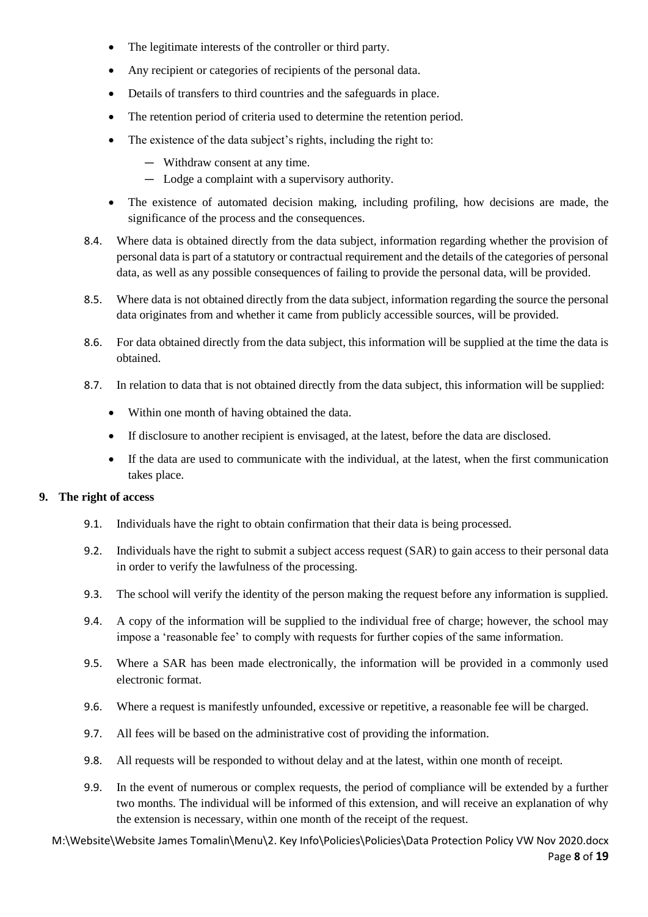- The legitimate interests of the controller or third party.
- Any recipient or categories of recipients of the personal data.
- Details of transfers to third countries and the safeguards in place.
- The retention period of criteria used to determine the retention period.
- The existence of the data subject's rights, including the right to:
  - Withdraw consent at any time.
  - Lodge a complaint with a supervisory authority.
- The existence of automated decision making, including profiling, how decisions are made, the significance of the process and the consequences.

8.4. Where data is obtained directly from the data subject, information regarding whether the provision of personal data is part of a statutory or contractual requirement and the details of the categories of personal data, as well as any possible consequences of failing to provide the personal data, will be provided.

8.5. Where data is not obtained directly from the data subject, information regarding the source the personal data originates from and whether it came from publicly accessible sources, will be provided.

8.6. For data obtained directly from the data subject, this information will be supplied at the time the data is obtained.

8.7. In relation to data that is not obtained directly from the data subject, this information will be supplied:

- Within one month of having obtained the data.
- If disclosure to another recipient is envisaged, at the latest, before the data are disclosed.
- If the data are used to communicate with the individual, at the latest, when the first communication takes place.

## 9. The right of access

9.1. Individuals have the right to obtain confirmation that their data is being processed.

9.2. Individuals have the right to submit a subject access request (SAR) to gain access to their personal data in order to verify the lawfulness of the processing.

9.3. The school will verify the identity of the person making the request before any information is supplied.

9.4. A copy of the information will be supplied to the individual free of charge; however, the school may impose a 'reasonable fee' to comply with requests for further copies of the same information.

9.5. Where a SAR has been made electronically, the information will be provided in a commonly used electronic format.

9.6. Where a request is manifestly unfounded, excessive or repetitive, a reasonable fee will be charged.

9.7. All fees will be based on the administrative cost of providing the information.

9.8. All requests will be responded to without delay and at the latest, within one month of receipt.

9.9. In the event of numerous or complex requests, the period of compliance will be extended by a further two months. The individual will be informed of this extension, and will receive an explanation of why the extension is necessary, within one month of the receipt of the request.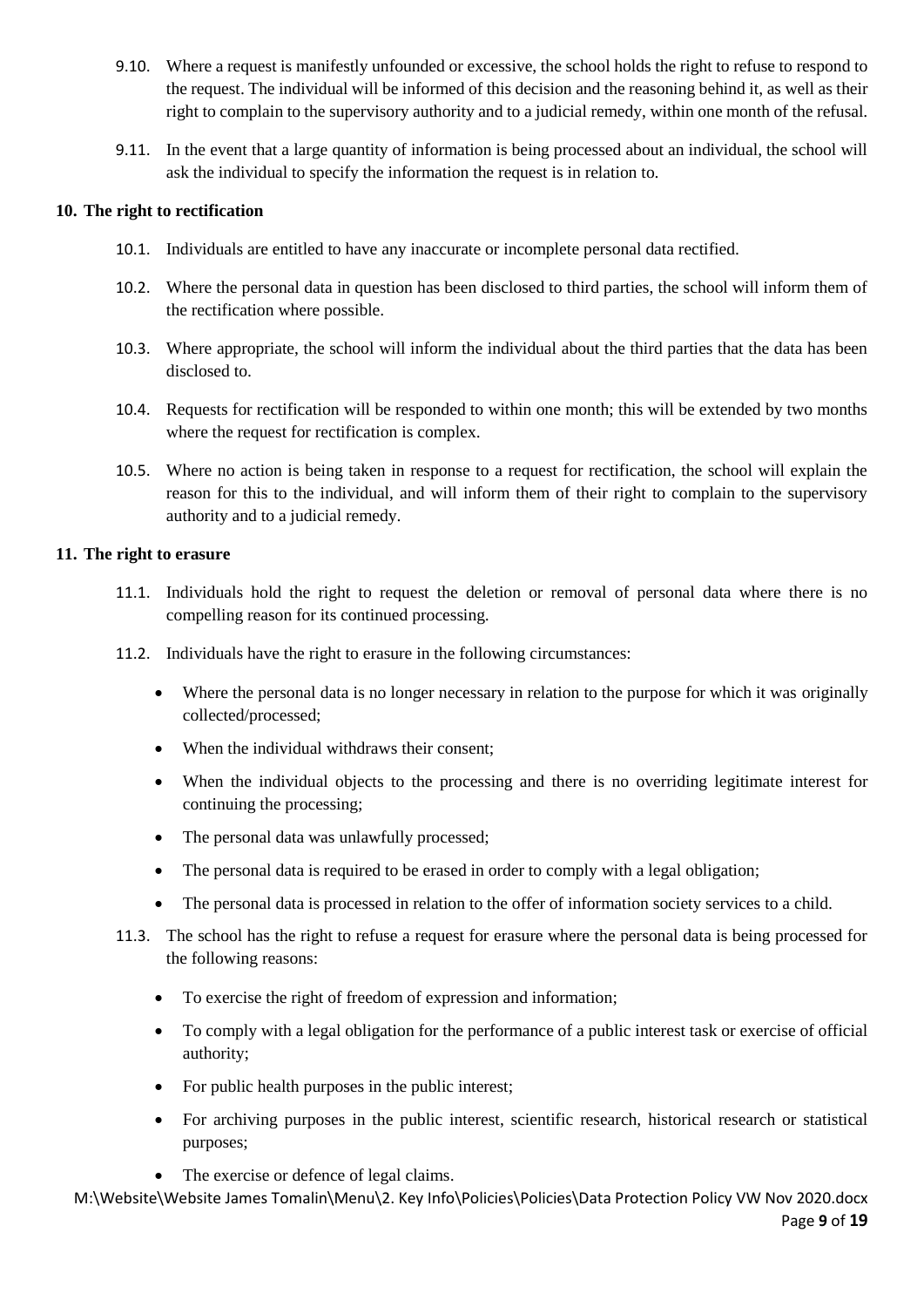9.10. Where a request is manifestly unfounded or excessive, the school holds the right to refuse to respond to the request. The individual will be informed of this decision and the reasoning behind it, as well as their right to complain to the supervisory authority and to a judicial remedy, within one month of the refusal.

9.11. In the event that a large quantity of information is being processed about an individual, the school will ask the individual to specify the information the request is in relation to.

## 10. The right to rectification

10.1. Individuals are entitled to have any inaccurate or incomplete personal data rectified.

10.2. Where the personal data in question has been disclosed to third parties, the school will inform them of the rectification where possible.

10.3. Where appropriate, the school will inform the individual about the third parties that the data has been disclosed to.

10.4. Requests for rectification will be responded to within one month; this will be extended by two months where the request for rectification is complex.

10.5. Where no action is being taken in response to a request for rectification, the school will explain the reason for this to the individual, and will inform them of their right to complain to the supervisory authority and to a judicial remedy.

## 11. The right to erasure

11.1. Individuals hold the right to request the deletion or removal of personal data where there is no compelling reason for its continued processing.

11.2. Individuals have the right to erasure in the following circumstances:

- Where the personal data is no longer necessary in relation to the purpose for which it was originally collected/processed;
- When the individual withdraws their consent;
- When the individual objects to the processing and there is no overriding legitimate interest for continuing the processing;
- The personal data was unlawfully processed;
- The personal data is required to be erased in order to comply with a legal obligation;
- The personal data is processed in relation to the offer of information society services to a child.

11.3. The school has the right to refuse a request for erasure where the personal data is being processed for the following reasons:

- To exercise the right of freedom of expression and information;
- To comply with a legal obligation for the performance of a public interest task or exercise of official authority;
- For public health purposes in the public interest;
- For archiving purposes in the public interest, scientific research, historical research or statistical purposes;
- The exercise or defence of legal claims.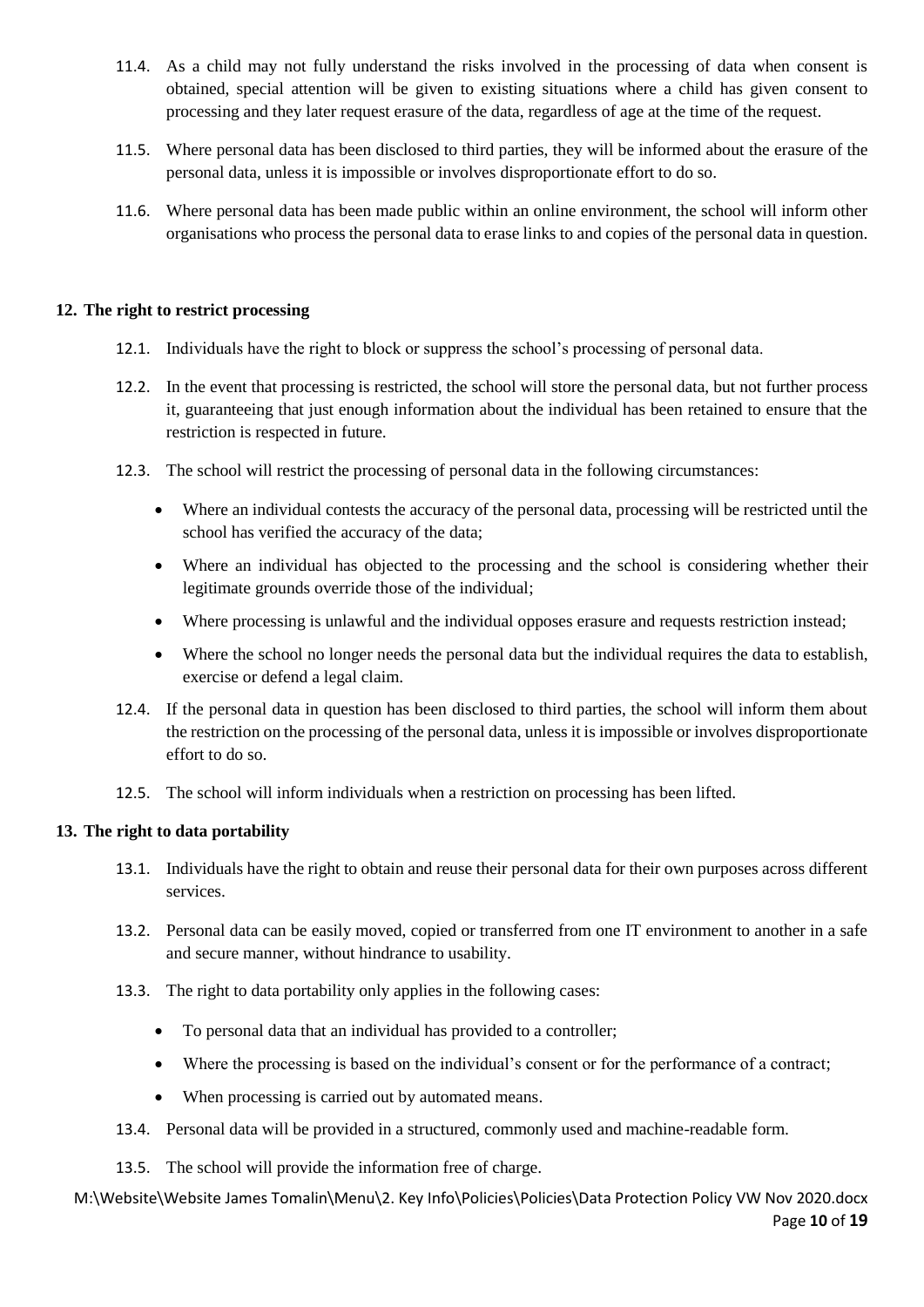11.4. As a child may not fully understand the risks involved in the processing of data when consent is obtained, special attention will be given to existing situations where a child has given consent to processing and they later request erasure of the data, regardless of age at the time of the request.

11.5. Where personal data has been disclosed to third parties, they will be informed about the erasure of the personal data, unless it is impossible or involves disproportionate effort to do so.

11.6. Where personal data has been made public within an online environment, the school will inform other organisations who process the personal data to erase links to and copies of the personal data in question.

## 12. The right to restrict processing

12.1. Individuals have the right to block or suppress the school's processing of personal data.

12.2. In the event that processing is restricted, the school will store the personal data, but not further process it, guaranteeing that just enough information about the individual has been retained to ensure that the restriction is respected in future.

12.3. The school will restrict the processing of personal data in the following circumstances:

- Where an individual contests the accuracy of the personal data, processing will be restricted until the school has verified the accuracy of the data;
- Where an individual has objected to the processing and the school is considering whether their legitimate grounds override those of the individual;
- Where processing is unlawful and the individual opposes erasure and requests restriction instead;
- Where the school no longer needs the personal data but the individual requires the data to establish, exercise or defend a legal claim.

12.4. If the personal data in question has been disclosed to third parties, the school will inform them about the restriction on the processing of the personal data, unless it is impossible or involves disproportionate effort to do so.

12.5. The school will inform individuals when a restriction on processing has been lifted.

## 13. The right to data portability

13.1. Individuals have the right to obtain and reuse their personal data for their own purposes across different services.

13.2. Personal data can be easily moved, copied or transferred from one IT environment to another in a safe and secure manner, without hindrance to usability.

13.3. The right to data portability only applies in the following cases:

- To personal data that an individual has provided to a controller;
- Where the processing is based on the individual's consent or for the performance of a contract;
- When processing is carried out by automated means.

13.4. Personal data will be provided in a structured, commonly used and machine-readable form.

13.5. The school will provide the information free of charge.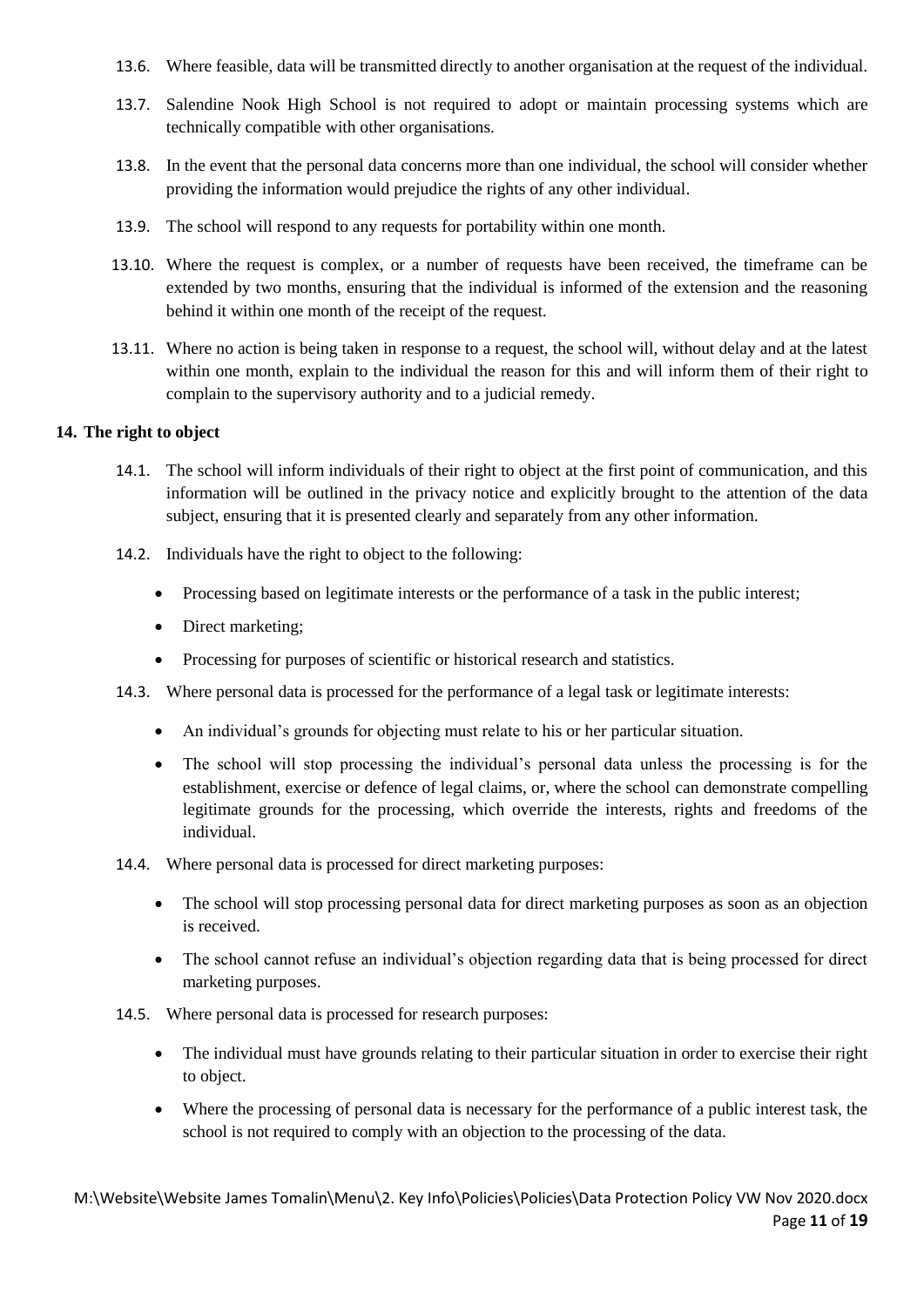13.6. Where feasible, data will be transmitted directly to another organisation at the request of the individual.

13.7. Salendine Nook High School is not required to adopt or maintain processing systems which are technically compatible with other organisations.

13.8. In the event that the personal data concerns more than one individual, the school will consider whether providing the information would prejudice the rights of any other individual.

13.9. The school will respond to any requests for portability within one month.

13.10. Where the request is complex, or a number of requests have been received, the timeframe can be extended by two months, ensuring that the individual is informed of the extension and the reasoning behind it within one month of the receipt of the request.

13.11. Where no action is being taken in response to a request, the school will, without delay and at the latest within one month, explain to the individual the reason for this and will inform them of their right to complain to the supervisory authority and to a judicial remedy.

## 14. The right to object

14.1. The school will inform individuals of their right to object at the first point of communication, and this information will be outlined in the privacy notice and explicitly brought to the attention of the data subject, ensuring that it is presented clearly and separately from any other information.

14.2. Individuals have the right to object to the following:

- Processing based on legitimate interests or the performance of a task in the public interest;
- Direct marketing;
- Processing for purposes of scientific or historical research and statistics.

14.3. Where personal data is processed for the performance of a legal task or legitimate interests:

- An individual's grounds for objecting must relate to his or her particular situation.
- The school will stop processing the individual's personal data unless the processing is for the establishment, exercise or defence of legal claims, or, where the school can demonstrate compelling legitimate grounds for the processing, which override the interests, rights and freedoms of the individual.

14.4. Where personal data is processed for direct marketing purposes:

- The school will stop processing personal data for direct marketing purposes as soon as an objection is received.
- The school cannot refuse an individual's objection regarding data that is being processed for direct marketing purposes.

14.5. Where personal data is processed for research purposes:

- The individual must have grounds relating to their particular situation in order to exercise their right to object.
- Where the processing of personal data is necessary for the performance of a public interest task, the school is not required to comply with an objection to the processing of the data.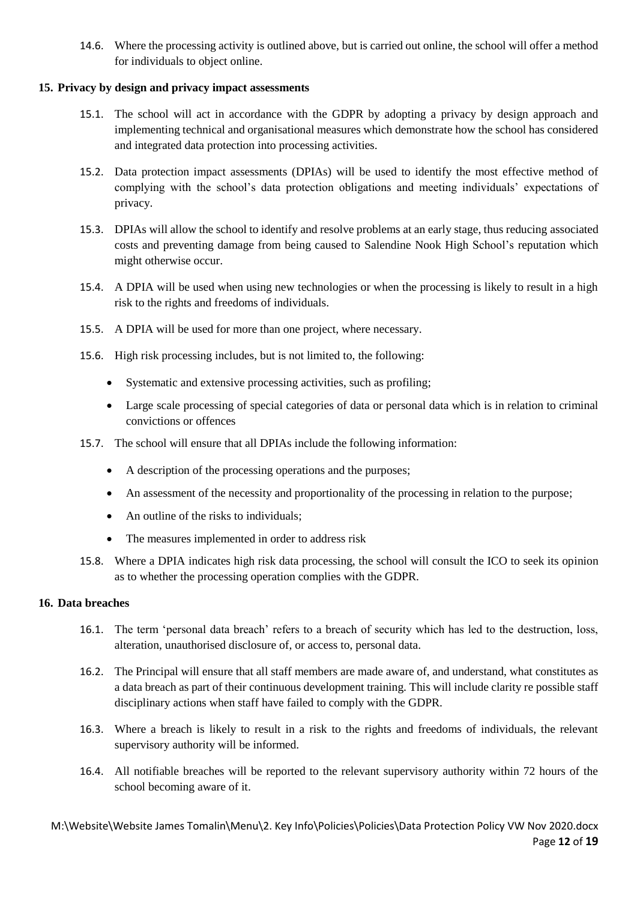14.6. Where the processing activity is outlined above, but is carried out online, the school will offer a method for individuals to object online.

**15. Privacy by design and privacy impact assessments**

15.1. The school will act in accordance with the GDPR by adopting a privacy by design approach and implementing technical and organisational measures which demonstrate how the school has considered and integrated data protection into processing activities.

15.2. Data protection impact assessments (DPIAs) will be used to identify the most effective method of complying with the school's data protection obligations and meeting individuals' expectations of privacy.

15.3. DPIAs will allow the school to identify and resolve problems at an early stage, thus reducing associated costs and preventing damage from being caused to Salendine Nook High School's reputation which might otherwise occur.

15.4. A DPIA will be used when using new technologies or when the processing is likely to result in a high risk to the rights and freedoms of individuals.

15.5. A DPIA will be used for more than one project, where necessary.

15.6. High risk processing includes, but is not limited to, the following:

- Systematic and extensive processing activities, such as profiling;
- Large scale processing of special categories of data or personal data which is in relation to criminal convictions or offences

15.7. The school will ensure that all DPIAs include the following information:

- A description of the processing operations and the purposes;
- An assessment of the necessity and proportionality of the processing in relation to the purpose;
- An outline of the risks to individuals;
- The measures implemented in order to address risk

15.8. Where a DPIA indicates high risk data processing, the school will consult the ICO to seek its opinion as to whether the processing operation complies with the GDPR.

**16. Data breaches**

16.1. The term 'personal data breach' refers to a breach of security which has led to the destruction, loss, alteration, unauthorised disclosure of, or access to, personal data.

16.2. The Principal will ensure that all staff members are made aware of, and understand, what constitutes as a data breach as part of their continuous development training. This will include clarity re possible staff disciplinary actions when staff have failed to comply with the GDPR.

16.3. Where a breach is likely to result in a risk to the rights and freedoms of individuals, the relevant supervisory authority will be informed.

16.4. All notifiable breaches will be reported to the relevant supervisory authority within 72 hours of the school becoming aware of it.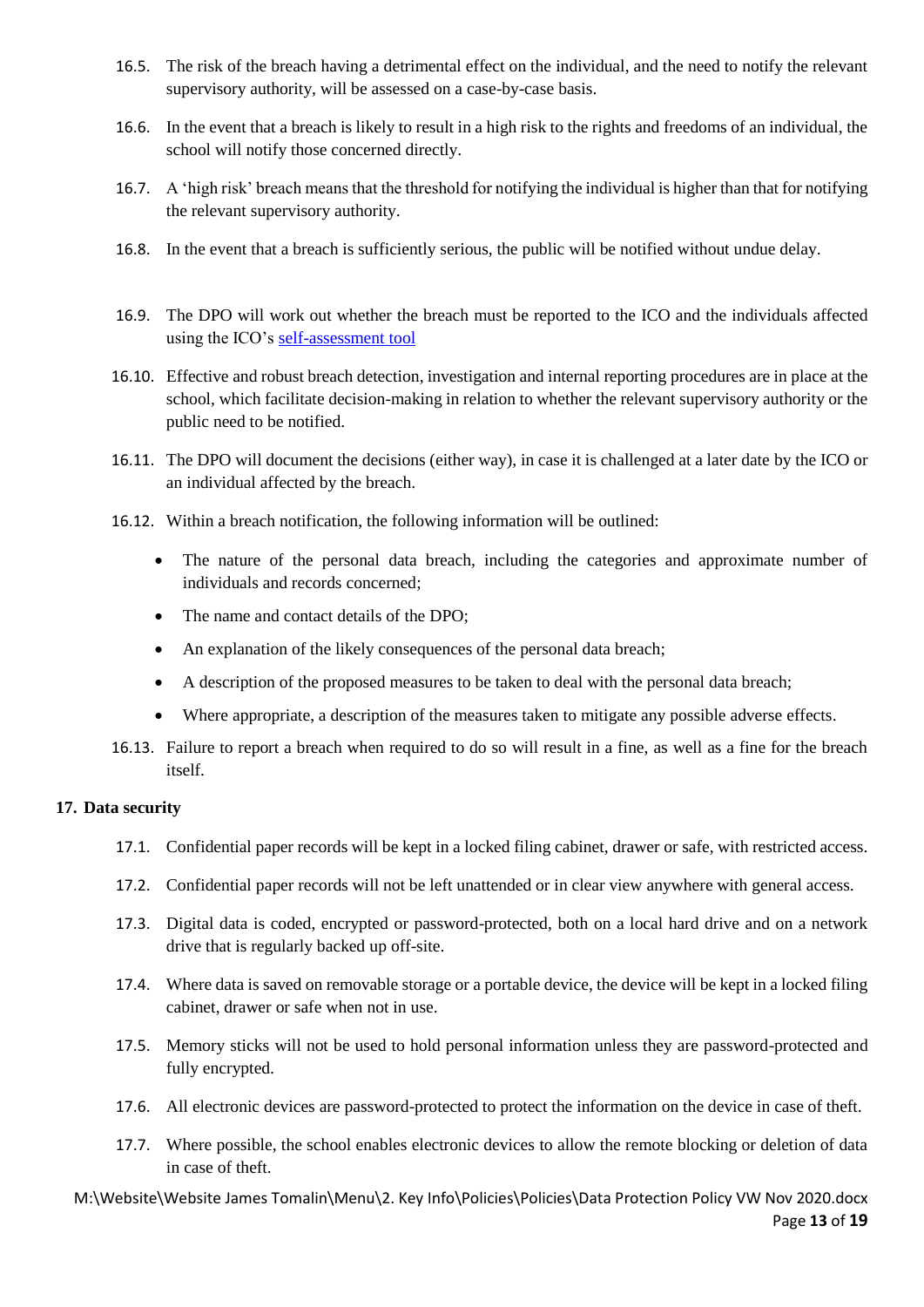16.5. The risk of the breach having a detrimental effect on the individual, and the need to notify the relevant supervisory authority, will be assessed on a case-by-case basis.

16.6. In the event that a breach is likely to result in a high risk to the rights and freedoms of an individual, the school will notify those concerned directly.

16.7. A 'high risk' breach means that the threshold for notifying the individual is higher than that for notifying the relevant supervisory authority.

16.8. In the event that a breach is sufficiently serious, the public will be notified without undue delay.

16.9. The DPO will work out whether the breach must be reported to the ICO and the individuals affected using the ICO's self-assessment tool

16.10. Effective and robust breach detection, investigation and internal reporting procedures are in place at the school, which facilitate decision-making in relation to whether the relevant supervisory authority or the public need to be notified.

16.11. The DPO will document the decisions (either way), in case it is challenged at a later date by the ICO or an individual affected by the breach.

16.12. Within a breach notification, the following information will be outlined:

- The nature of the personal data breach, including the categories and approximate number of individuals and records concerned;
- The name and contact details of the DPO;
- An explanation of the likely consequences of the personal data breach;
- A description of the proposed measures to be taken to deal with the personal data breach;
- Where appropriate, a description of the measures taken to mitigate any possible adverse effects.

16.13. Failure to report a breach when required to do so will result in a fine, as well as a fine for the breach itself.

## 17. Data security

17.1. Confidential paper records will be kept in a locked filing cabinet, drawer or safe, with restricted access.

17.2. Confidential paper records will not be left unattended or in clear view anywhere with general access.

17.3. Digital data is coded, encrypted or password-protected, both on a local hard drive and on a network drive that is regularly backed up off-site.

17.4. Where data is saved on removable storage or a portable device, the device will be kept in a locked filing cabinet, drawer or safe when not in use.

17.5. Memory sticks will not be used to hold personal information unless they are password-protected and fully encrypted.

17.6. All electronic devices are password-protected to protect the information on the device in case of theft.

17.7. Where possible, the school enables electronic devices to allow the remote blocking or deletion of data in case of theft.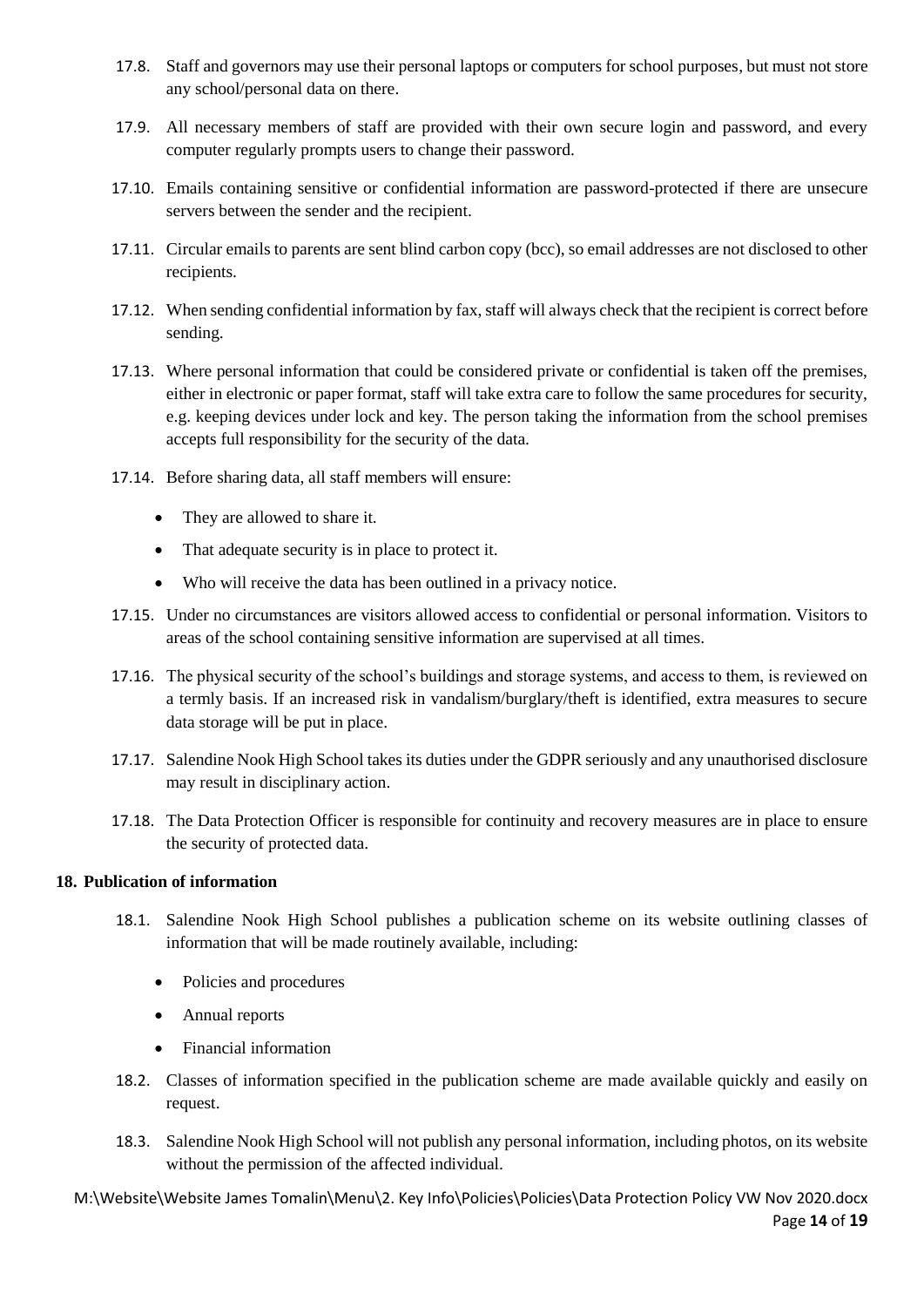17.8. Staff and governors may use their personal laptops or computers for school purposes, but must not store any school/personal data on there.

17.9. All necessary members of staff are provided with their own secure login and password, and every computer regularly prompts users to change their password.

17.10. Emails containing sensitive or confidential information are password-protected if there are unsecure servers between the sender and the recipient.

17.11. Circular emails to parents are sent blind carbon copy (bcc), so email addresses are not disclosed to other recipients.

17.12. When sending confidential information by fax, staff will always check that the recipient is correct before sending.

17.13. Where personal information that could be considered private or confidential is taken off the premises, either in electronic or paper format, staff will take extra care to follow the same procedures for security, e.g. keeping devices under lock and key. The person taking the information from the school premises accepts full responsibility for the security of the data.

17.14. Before sharing data, all staff members will ensure:

- They are allowed to share it.
- That adequate security is in place to protect it.
- Who will receive the data has been outlined in a privacy notice.

17.15. Under no circumstances are visitors allowed access to confidential or personal information. Visitors to areas of the school containing sensitive information are supervised at all times.

17.16. The physical security of the school's buildings and storage systems, and access to them, is reviewed on a termly basis. If an increased risk in vandalism/burglary/theft is identified, extra measures to secure data storage will be put in place.

17.17. Salendine Nook High School takes its duties under the GDPR seriously and any unauthorised disclosure may result in disciplinary action.

17.18. The Data Protection Officer is responsible for continuity and recovery measures are in place to ensure the security of protected data.

**18. Publication of information**

18.1. Salendine Nook High School publishes a publication scheme on its website outlining classes of information that will be made routinely available, including:

- Policies and procedures
- Annual reports
- Financial information

18.2. Classes of information specified in the publication scheme are made available quickly and easily on request.

18.3. Salendine Nook High School will not publish any personal information, including photos, on its website without the permission of the affected individual.

M:\Website\Website James Tomalin\Menu\2. Key Info\Policies\Policies\Data Protection Policy VW Nov 2020.docx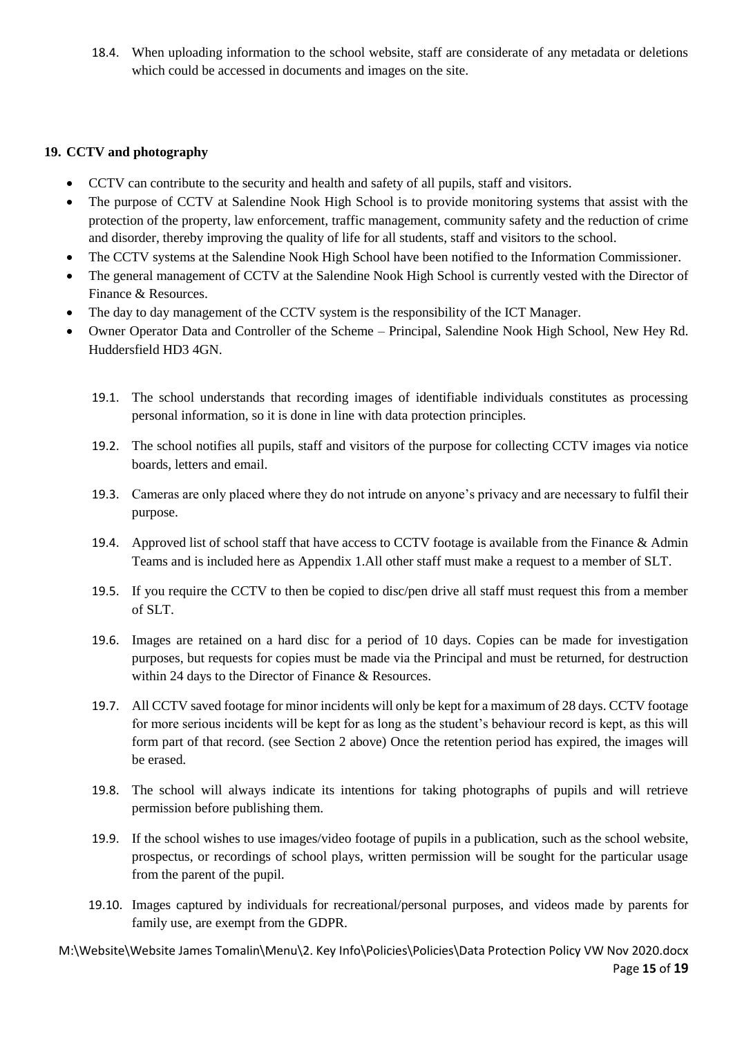18.4. When uploading information to the school website, staff are considerate of any metadata or deletions which could be accessed in documents and images on the site.

## 19. CCTV and photography

- CCTV can contribute to the security and health and safety of all pupils, staff and visitors.
- The purpose of CCTV at Salendine Nook High School is to provide monitoring systems that assist with the protection of the property, law enforcement, traffic management, community safety and the reduction of crime and disorder, thereby improving the quality of life for all students, staff and visitors to the school.
- The CCTV systems at the Salendine Nook High School have been notified to the Information Commissioner.
- The general management of CCTV at the Salendine Nook High School is currently vested with the Director of Finance & Resources.
- The day to day management of the CCTV system is the responsibility of the ICT Manager.
- Owner Operator Data and Controller of the Scheme – Principal, Salendine Nook High School, New Hey Rd. Huddersfield HD3 4GN.

19.1. The school understands that recording images of identifiable individuals constitutes as processing personal information, so it is done in line with data protection principles.

19.2. The school notifies all pupils, staff and visitors of the purpose for collecting CCTV images via notice boards, letters and email.

19.3. Cameras are only placed where they do not intrude on anyone's privacy and are necessary to fulfil their purpose.

19.4. Approved list of school staff that have access to CCTV footage is available from the Finance & Admin Teams and is included here as Appendix 1.All other staff must make a request to a member of SLT.

19.5. If you require the CCTV to then be copied to disc/pen drive all staff must request this from a member of SLT.

19.6. Images are retained on a hard disc for a period of 10 days. Copies can be made for investigation purposes, but requests for copies must be made via the Principal and must be returned, for destruction within 24 days to the Director of Finance & Resources.

19.7. All CCTV saved footage for minor incidents will only be kept for a maximum of 28 days. CCTV footage for more serious incidents will be kept for as long as the student's behaviour record is kept, as this will form part of that record. (see Section 2 above) Once the retention period has expired, the images will be erased.

19.8. The school will always indicate its intentions for taking photographs of pupils and will retrieve permission before publishing them.

19.9. If the school wishes to use images/video footage of pupils in a publication, such as the school website, prospectus, or recordings of school plays, written permission will be sought for the particular usage from the parent of the pupil.

19.10. Images captured by individuals for recreational/personal purposes, and videos made by parents for family use, are exempt from the GDPR.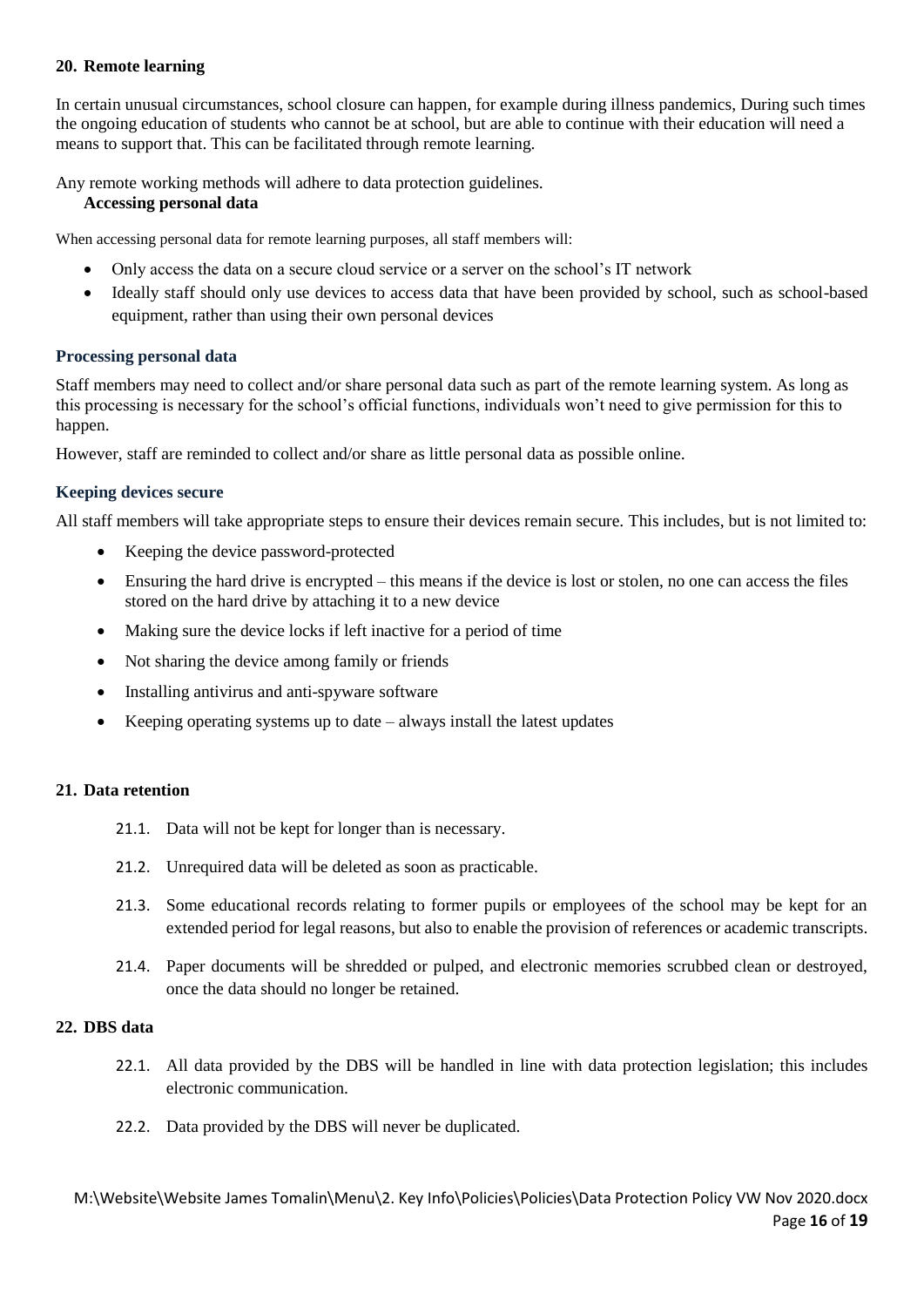## 20. Remote learning

In certain unusual circumstances, school closure can happen, for example during illness pandemics, During such times the ongoing education of students who cannot be at school, but are able to continue with their education will need a means to support that. This can be facilitated through remote learning.

Any remote working methods will adhere to data protection guidelines.

### Accessing personal data

When accessing personal data for remote learning purposes, all staff members will:

- Only access the data on a secure cloud service or a server on the school's IT network
- Ideally staff should only use devices to access data that have been provided by school, such as school-based equipment, rather than using their own personal devices

### Processing personal data

Staff members may need to collect and/or share personal data such as part of the remote learning system. As long as this processing is necessary for the school's official functions, individuals won't need to give permission for this to happen.

However, staff are reminded to collect and/or share as little personal data as possible online.

### Keeping devices secure

All staff members will take appropriate steps to ensure their devices remain secure. This includes, but is not limited to:

- Keeping the device password-protected
- Ensuring the hard drive is encrypted – this means if the device is lost or stolen, no one can access the files stored on the hard drive by attaching it to a new device
- Making sure the device locks if left inactive for a period of time
- Not sharing the device among family or friends
- Installing antivirus and anti-spyware software
- Keeping operating systems up to date – always install the latest updates

## 21. Data retention

21.1. Data will not be kept for longer than is necessary.

21.2. Unrequired data will be deleted as soon as practicable.

21.3. Some educational records relating to former pupils or employees of the school may be kept for an extended period for legal reasons, but also to enable the provision of references or academic transcripts.

21.4. Paper documents will be shredded or pulped, and electronic memories scrubbed clean or destroyed, once the data should no longer be retained.

## 22. DBS data

22.1. All data provided by the DBS will be handled in line with data protection legislation; this includes electronic communication.

22.2. Data provided by the DBS will never be duplicated.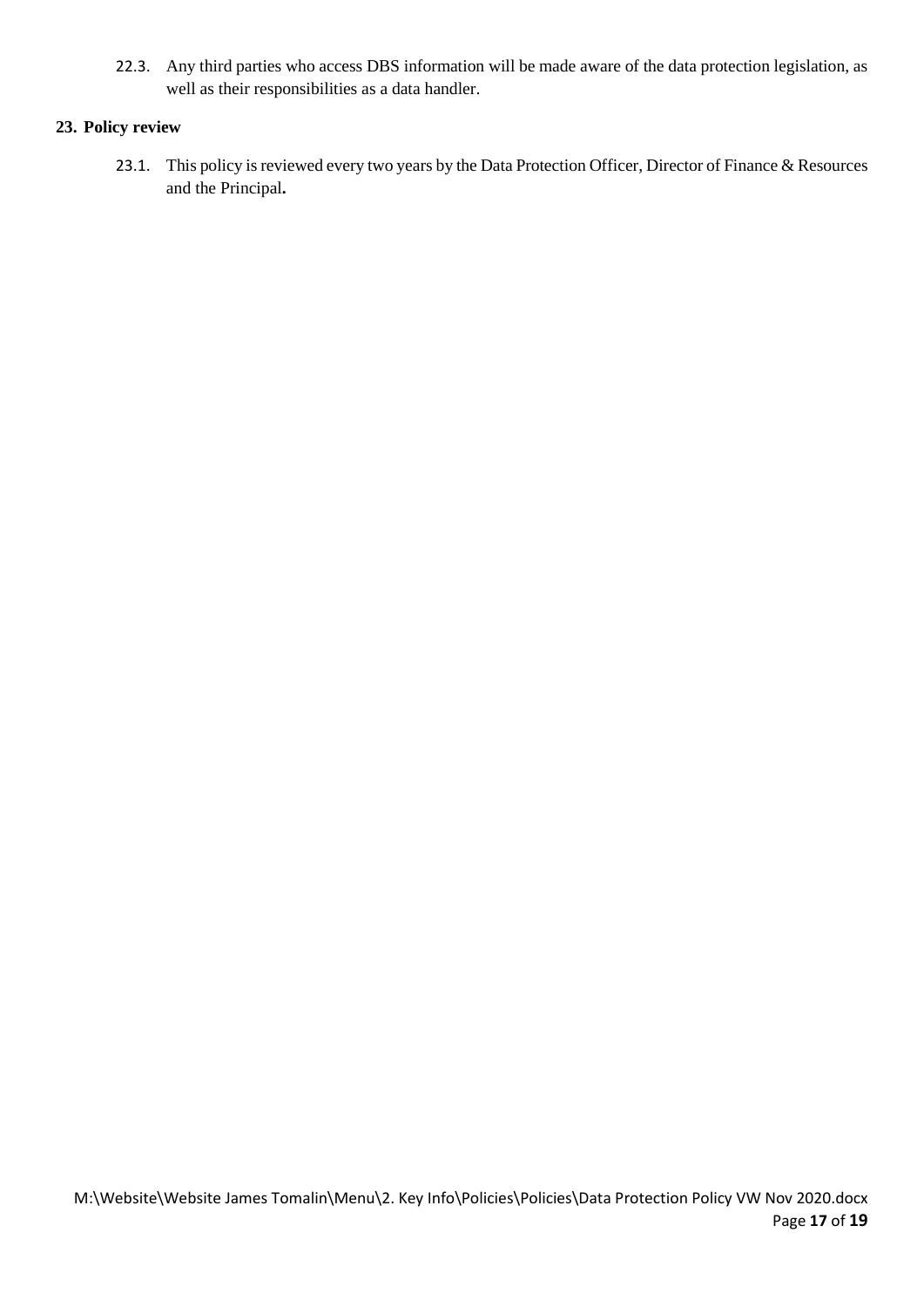22.3. Any third parties who access DBS information will be made aware of the data protection legislation, as well as their responsibilities as a data handler.

## 23. Policy review

23.1. This policy is reviewed every two years by the Data Protection Officer, Director of Finance & Resources and the Principal**.**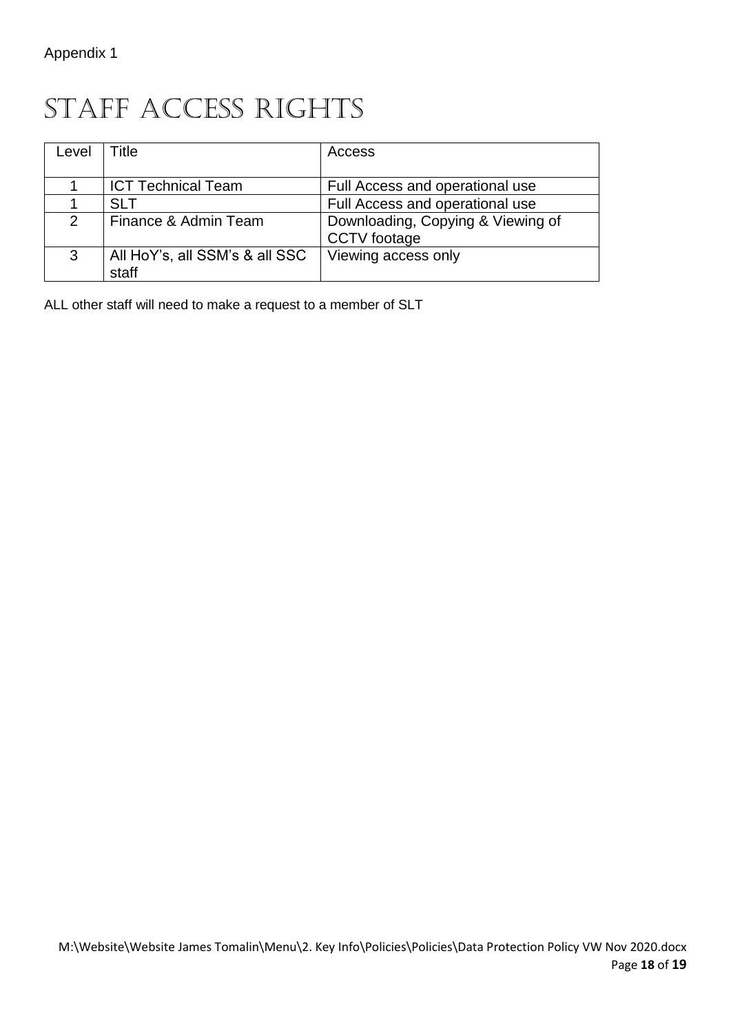Appendix 1

# STAFF ACCESS RIGHTS

| Level | Title | Access |
| --- | --- | --- |
| 1 | ICT Technical Team | Full Access and operational use |
| 1 | SLT | Full Access and operational use |
| 2 | Finance & Admin Team | Downloading, Copying & Viewing of CCTV footage |
| 3 | All HoY's, all SSM's & all SSC staff | Viewing access only |

ALL other staff will need to make a request to a member of SLT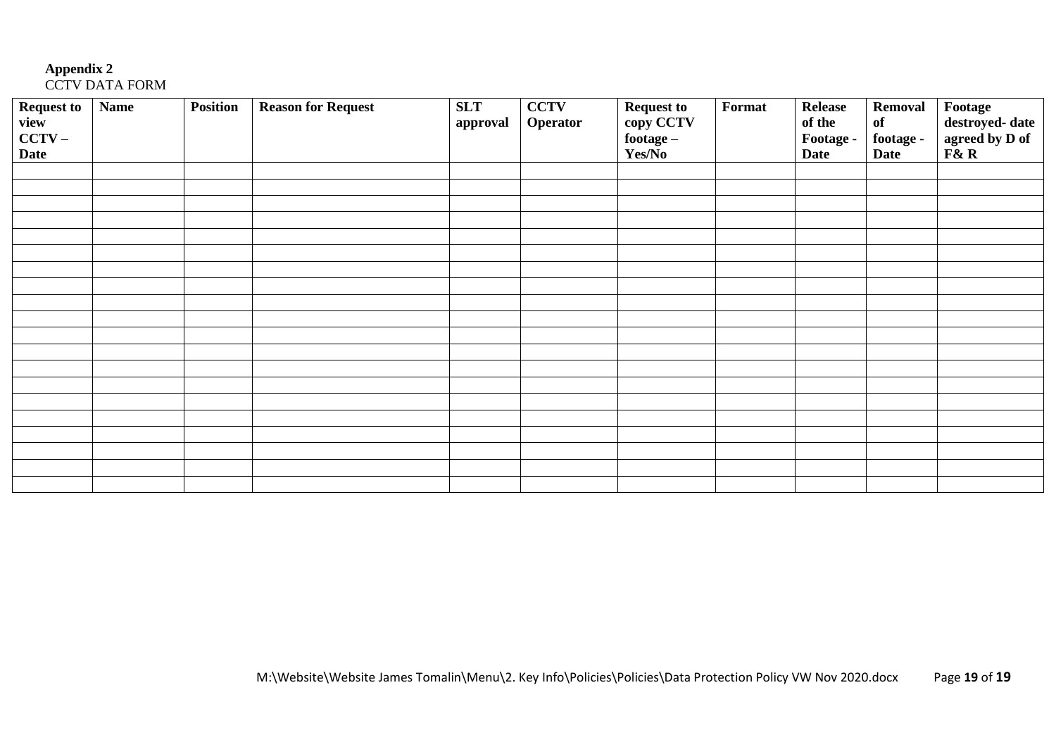**Appendix 2**
CCTV DATA FORM

| Request to view CCTV – Date | Name | Position | Reason for Request | SLT approval | CCTV Operator | Request to copy CCTV footage – Yes/No | Format | Release of the Footage - Date | Removal of footage - Date | Footage destroyed- date agreed by D of F& R |
|---|---|---|---|---|---|---|---|---|---|---|
| | | | | | | | | | | |
| | | | | | | | | | | |
| | | | | | | | | | | |
| | | | | | | | | | | |
| | | | | | | | | | | |
| | | | | | | | | | | |
| | | | | | | | | | | |
| | | | | | | | | | | |
| | | | | | | | | | | |
| | | | | | | | | | | |
| | | | | | | | | | | |
| | | | | | | | | | | |
| | | | | | | | | | | |
| | | | | | | | | | | |
| | | | | | | | | | | |
| | | | | | | | | | | |
| | | | | | | | | | | |
| | | | | | | | | | | |
| | | | | | | | | | | |
| | | | | | | | | | | |

M:\Website\Website James Tomalin\Menu\2. Key Info\Policies\Policies\Data Protection Policy VW Nov 2020.docx